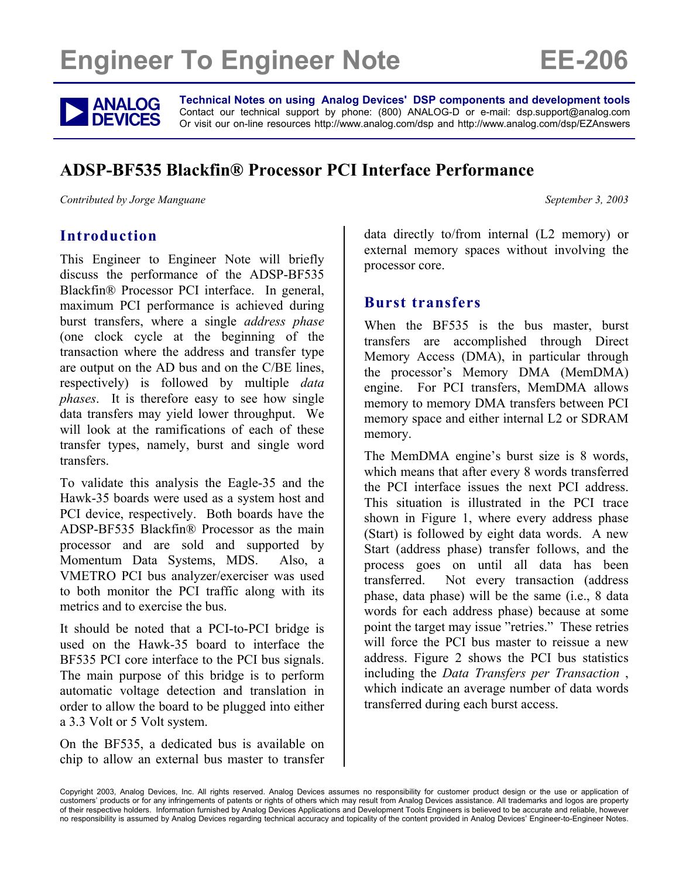# Engineer To Engineer Note EE-206

**Technical Notes on using Analog Devices' DSP components and development tools**
Contact our technical support by phone: (800) ANALOG-D or e-mail: dsp.support@analog.com
Or visit our on-line resources http://www.analog.com/dsp and http://www.analog.com/dsp/EZAnswers

## ADSP-BF535 Blackfin® Processor PCI Interface Performance

*Contributed by Jorge Manguane* *September 3, 2003*

### Introduction

This Engineer to Engineer Note will briefly discuss the performance of the ADSP-BF535 Blackfin® Processor PCI interface. In general, maximum PCI performance is achieved during burst transfers, where a single *address phase* (one clock cycle at the beginning of the transaction where the address and transfer type are output on the AD bus and on the C/BE lines, respectively) is followed by multiple *data phases*. It is therefore easy to see how single data transfers may yield lower throughput. We will look at the ramifications of each of these transfer types, namely, burst and single word transfers.

To validate this analysis the Eagle-35 and the Hawk-35 boards were used as a system host and PCI device, respectively. Both boards have the ADSP-BF535 Blackfin® Processor as the main processor and are sold and supported by Momentum Data Systems, MDS. Also, a VMETRO PCI bus analyzer/exerciser was used to both monitor the PCI traffic along with its metrics and to exercise the bus.

It should be noted that a PCI-to-PCI bridge is used on the Hawk-35 board to interface the BF535 PCI core interface to the PCI bus signals. The main purpose of this bridge is to perform automatic voltage detection and translation in order to allow the board to be plugged into either a 3.3 Volt or 5 Volt system.

On the BF535, a dedicated bus is available on chip to allow an external bus master to transfer data directly to/from internal (L2 memory) or external memory spaces without involving the processor core.

### Burst transfers

When the BF535 is the bus master, burst transfers are accomplished through Direct Memory Access (DMA), in particular through the processor's Memory DMA (MemDMA) engine. For PCI transfers, MemDMA allows memory to memory DMA transfers between PCI memory space and either internal L2 or SDRAM memory.

The MemDMA engine's burst size is 8 words, which means that after every 8 words transferred the PCI interface issues the next PCI address. This situation is illustrated in the PCI trace shown in Figure 1, where every address phase (Start) is followed by eight data words. A new Start (address phase) transfer follows, and the process goes on until all data has been transferred. Not every transaction (address phase, data phase) will be the same (i.e., 8 data words for each address phase) because at some point the target may issue "retries." These retries will force the PCI bus master to reissue a new address. Figure 2 shows the PCI bus statistics including the *Data Transfers per Transaction* , which indicate an average number of data words transferred during each burst access.

Copyright 2003, Analog Devices, Inc. All rights reserved. Analog Devices assumes no responsibility for customer product design or the use or application of customers' products or for any infringements of patents or rights of others which may result from Analog Devices assistance. All trademarks and logos are property of their respective holders. Information furnished by Analog Devices Applications and Development Tools Engineers is believed to be accurate and reliable, however no responsibility is assumed by Analog Devices regarding technical accuracy and topicality of the content provided in Analog Devices' Engineer-to-Engineer Notes.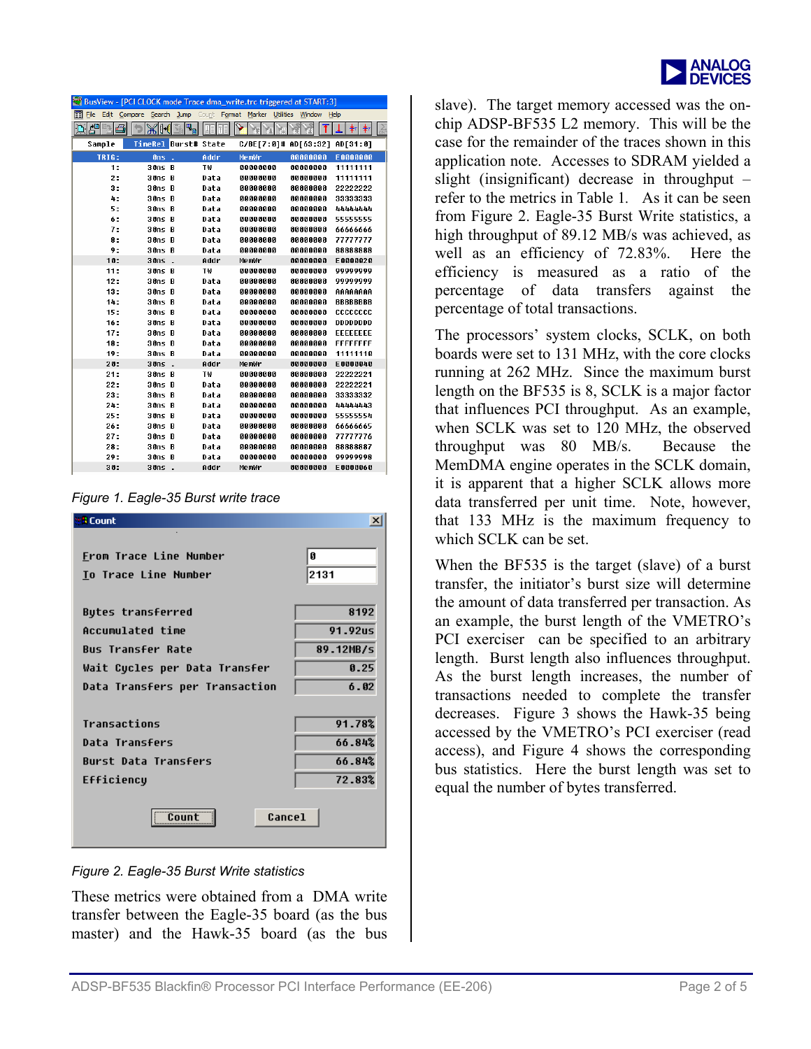Figure 1. Eagle-35 Burst write trace

Figure 2. Eagle-35 Burst Write statistics

These metrics were obtained from a DMA write transfer between the Eagle-35 board (as the bus master) and the Hawk-35 board (as the bus slave). The target memory accessed was the on-chip ADSP-BF535 L2 memory. This will be the case for the remainder of the traces shown in this application note. Accesses to SDRAM yielded a slight (insignificant) decrease in throughput – refer to the metrics in Table 1. As it can be seen from Figure 2. Eagle-35 Burst Write statistics, a high throughput of 89.12 MB/s was achieved, as well as an efficiency of 72.83%. Here the efficiency is measured as a ratio of the percentage of data transfers against the percentage of total transactions.

The processors' system clocks, SCLK, on both boards were set to 131 MHz, with the core clocks running at 262 MHz. Since the maximum burst length on the BF535 is 8, SCLK is a major factor that influences PCI throughput. As an example, when SCLK was set to 120 MHz, the observed throughput was 80 MB/s. Because the MemDMA engine operates in the SCLK domain, it is apparent that a higher SCLK allows more data transferred per unit time. Note, however, that 133 MHz is the maximum frequency to which SCLK can be set.

When the BF535 is the target (slave) of a burst transfer, the initiator's burst size will determine the amount of data transferred per transaction. As an example, the burst length of the VMETRO's PCI exerciser can be specified to an arbitrary length. Burst length also influences throughput. As the burst length increases, the number of transactions needed to complete the transfer decreases. Figure 3 shows the Hawk-35 being accessed by the VMETRO's PCI exerciser (read access), and Figure 4 shows the corresponding bus statistics. Here the burst length was set to equal the number of bytes transferred.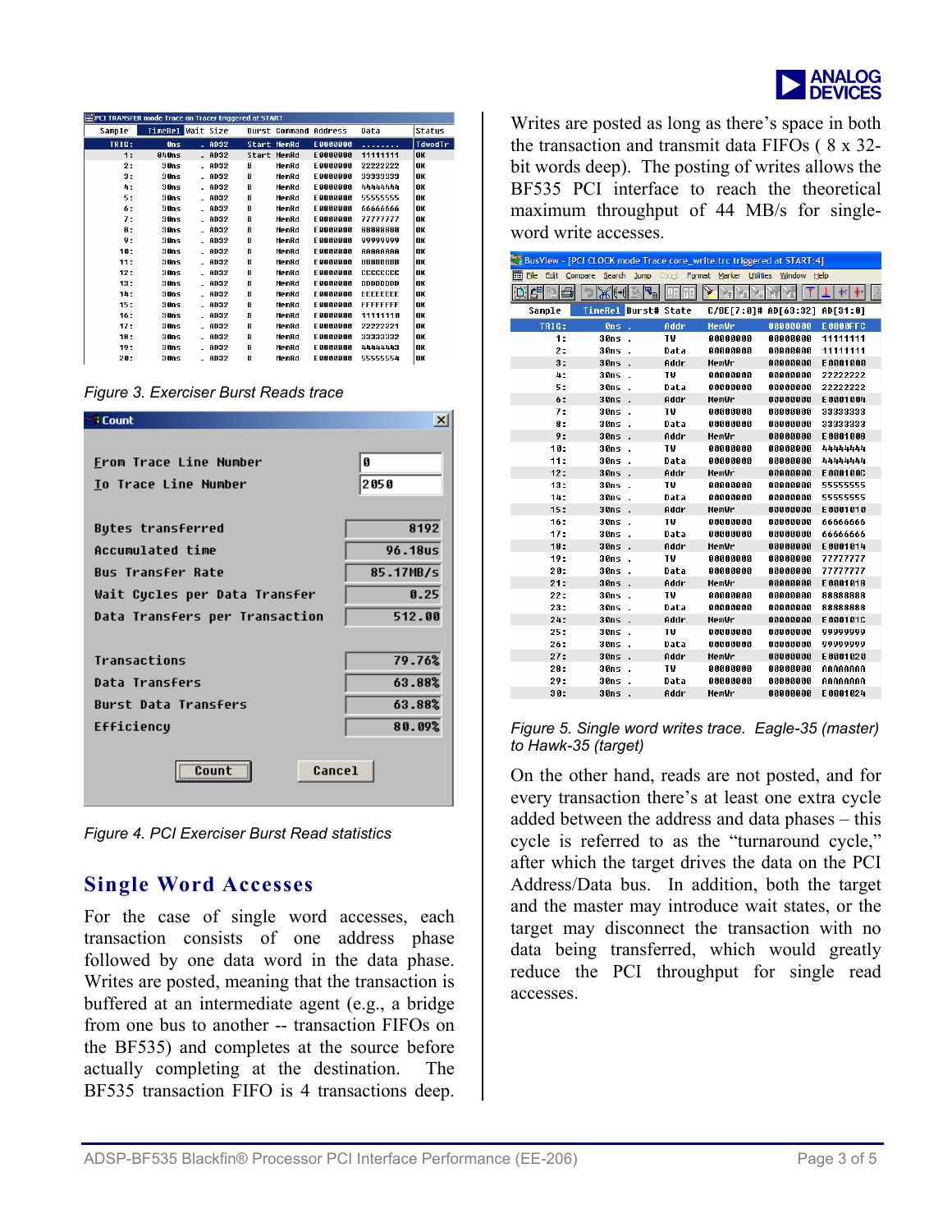| Sample | TimeRel | Wait | Size | Burst | Command | Address | Data | Status |
|---|---|---|---|---|---|---|---|---|
| TRIG: | 0ns | . | AD32 | Start | MemRd | E0000000 | ........ | TdwodTr |
| 1: | 840ns | . | AD32 | Start | MemRd | E0000000 | 11111111 | OK |
| 2: | 30ns | . | AD32 | B | MemRd | E0000000 | 22222222 | OK |
| 3: | 30ns | . | AD32 | B | MemRd | E0000000 | 33333333 | OK |
| 4: | 30ns | . | AD32 | B | MemRd | E0000000 | 44444444 | OK |
| 5: | 30ns | . | AD32 | B | MemRd | E0000000 | 55555555 | OK |
| 6: | 30ns | . | AD32 | B | MemRd | E0000000 | 66666666 | OK |
| 7: | 30ns | . | AD32 | B | MemRd | E0000000 | 77777777 | OK |
| 8: | 30ns | . | AD32 | B | MemRd | E0000000 | 88888888 | OK |
| 9: | 30ns | . | AD32 | B | MemRd | E0000000 | 99999999 | OK |
| 10: | 30ns | . | AD32 | B | MemRd | E0000000 | AAAAAAAA | OK |
| 11: | 30ns | . | AD32 | B | MemRd | E0000000 | BBBBBBBB | OK |
| 12: | 30ns | . | AD32 | B | MemRd | E0000000 | CCCCCCCC | OK |
| 13: | 30ns | . | AD32 | B | MemRd | E0000000 | DDDDDDDD | OK |
| 14: | 30ns | . | AD32 | B | MemRd | E0000000 | EEEEEEEE | OK |
| 15: | 30ns | . | AD32 | B | MemRd | E0000000 | FFFFFFFF | OK |
| 16: | 30ns | . | AD32 | B | MemRd | E0000000 | 11111110 | OK |
| 17: | 30ns | . | AD32 | B | MemRd | E0000000 | 22222221 | OK |
| 18: | 30ns | . | AD32 | B | MemRd | E0000000 | 33333332 | OK |
| 19: | 30ns | . | AD32 | B | MemRd | E0000000 | 44444443 | OK |
| 20: | 30ns | . | AD32 | B | MemRd | E0000000 | 55555554 | OK |

*Figure 3. Exerciser Burst Reads trace*

| Count | |
|---|---|
| From Trace Line Number | 0 |
| To Trace Line Number | 2050 |
| Bytes transferred | 8192 |
| Accumulated time | 96.18us |
| Bus Transfer Rate | 85.17MB/s |
| Wait Cycles per Data Transfer | 0.25 |
| Data Transfers per Transaction | 512.00 |
| Transactions | 79.76% |
| Data Transfers | 63.88% |
| Burst Data Transfers | 63.88% |
| Efficiency | 80.09% |

*Figure 4. PCI Exerciser Burst Read statistics*

## Single Word Accesses

For the case of single word accesses, each transaction consists of one address phase followed by one data word in the data phase. Writes are posted, meaning that the transaction is buffered at an intermediate agent (e.g., a bridge from one bus to another -- transaction FIFOs on the BF535) and completes at the source before actually completing at the destination. The BF535 transaction FIFO is 4 transactions deep. Writes are posted as long as there's space in both the transaction and transmit data FIFOs ( 8 x 32-bit words deep). The posting of writes allows the BF535 PCI interface to reach the theoretical maximum throughput of 44 MB/s for single-word write accesses.

| Sample | TimeRel | Burst# | State | C/BE[7:0]# | AD[63:32] | AD[31:0] |
|---|---|---|---|---|---|---|
| TRIG: | 0ns | . | Addr | MemWr | 00000000 | E0000FFC |
| 1: | 30ns | . | TW | 00000000 | 00000000 | 11111111 |
| 2: | 30ns | . | Data | 00000000 | 00000000 | 11111111 |
| 3: | 30ns | . | Addr | MemWr | 00000000 | E0001000 |
| 4: | 30ns | . | TW | 00000000 | 00000000 | 22222222 |
| 5: | 30ns | . | Data | 00000000 | 00000000 | 22222222 |
| 6: | 30ns | . | Addr | MemWr | 00000000 | E0001004 |
| 7: | 30ns | . | TW | 00000000 | 00000000 | 33333333 |
| 8: | 30ns | . | Data | 00000000 | 00000000 | 33333333 |
| 9: | 30ns | . | Addr | MemWr | 00000000 | E0001008 |
| 10: | 30ns | . | TW | 00000000 | 00000000 | 44444444 |
| 11: | 30ns | . | Data | 00000000 | 00000000 | 44444444 |
| 12: | 30ns | . | Addr | MemWr | 00000000 | E000100C |
| 13: | 30ns | . | TW | 00000000 | 00000000 | 55555555 |
| 14: | 30ns | . | Data | 00000000 | 00000000 | 55555555 |
| 15: | 30ns | . | Addr | MemWr | 00000000 | E0001010 |
| 16: | 30ns | . | TW | 00000000 | 00000000 | 66666666 |
| 17: | 30ns | . | Data | 00000000 | 00000000 | 66666666 |
| 18: | 30ns | . | Addr | MemWr | 00000000 | E0001014 |
| 19: | 30ns | . | TW | 00000000 | 00000000 | 77777777 |
| 20: | 30ns | . | Data | 00000000 | 00000000 | 77777777 |
| 21: | 30ns | . | Addr | MemWr | 00000000 | E0001018 |
| 22: | 30ns | . | TW | 00000000 | 00000000 | 88888888 |
| 23: | 30ns | . | Data | 00000000 | 00000000 | 88888888 |
| 24: | 30ns | . | Addr | MemWr | 00000000 | E000101C |
| 25: | 30ns | . | TW | 00000000 | 00000000 | 99999999 |
| 26: | 30ns | . | Data | 00000000 | 00000000 | 99999999 |
| 27: | 30ns | . | Addr | MemWr | 00000000 | E0001020 |
| 28: | 30ns | . | TW | 00000000 | 00000000 | AAAAAAAA |
| 29: | 30ns | . | Data | 00000000 | 00000000 | AAAAAAAA |
| 30: | 30ns | . | Addr | MemWr | 00000000 | E0001024 |

*Figure 5. Single word writes trace. Eagle-35 (master) to Hawk-35 (target)*

On the other hand, reads are not posted, and for every transaction there's at least one extra cycle added between the address and data phases – this cycle is referred to as the "turnaround cycle," after which the target drives the data on the PCI Address/Data bus. In addition, both the target and the master may introduce wait states, or the target may disconnect the transaction with no data being transferred, which would greatly reduce the PCI throughput for single read accesses.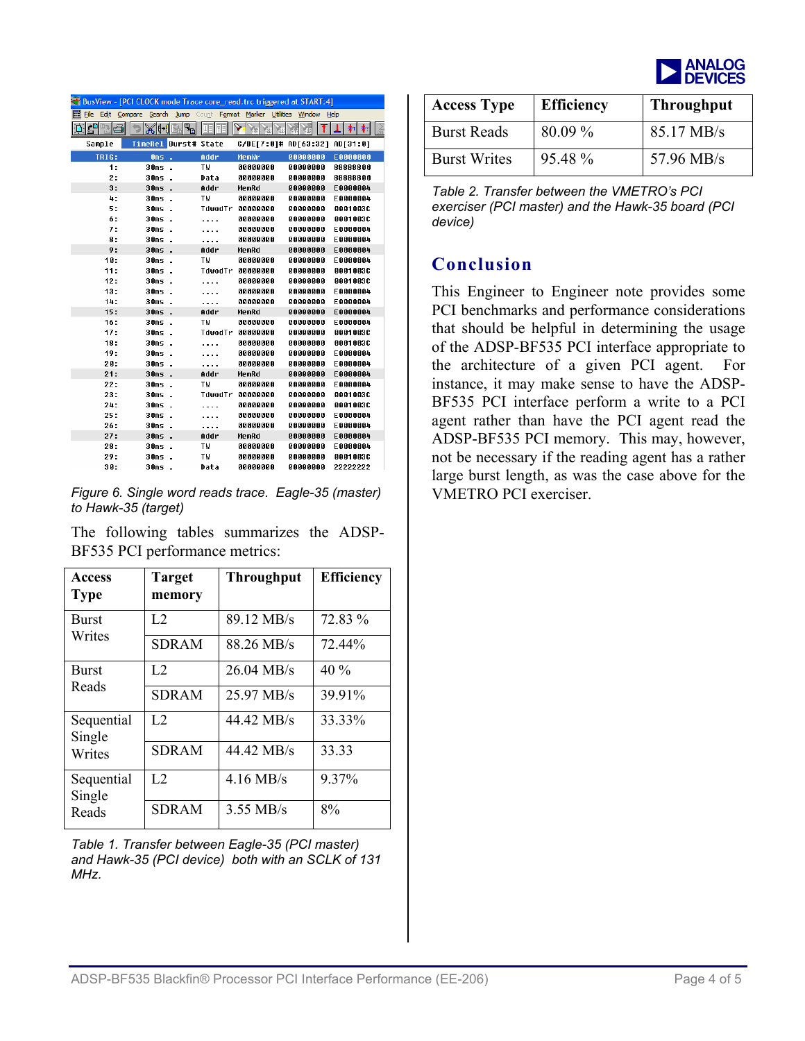*Figure 6. Single word reads trace. Eagle-35 (master) to Hawk-35 (target)*

The following tables summarizes the ADSP-BF535 PCI performance metrics:

| Access Type | Target memory | Throughput | Efficiency |
|---|---|---|---|
| Burst Writes | L2 | 89.12 MB/s | 72.83 % |
| | SDRAM | 88.26 MB/s | 72.44% |
| Burst Reads | L2 | 26.04 MB/s | 40 % |
| | SDRAM | 25.97 MB/s | 39.91% |
| Sequential Single Writes | L2 | 44.42 MB/s | 33.33% |
| | SDRAM | 44.42 MB/s | 33.33 |
| Sequential Single Reads | L2 | 4.16 MB/s | 9.37% |
| | SDRAM | 3.55 MB/s | 8% |

*Table 1. Transfer between Eagle-35 (PCI master) and Hawk-35 (PCI device) both with an SCLK of 131 MHz.*

| Access Type | Efficiency | Throughput |
|---|---|---|
| Burst Reads | 80.09 % | 85.17 MB/s |
| Burst Writes | 95.48 % | 57.96 MB/s |

*Table 2. Transfer between the VMETRO's PCI exerciser (PCI master) and the Hawk-35 board (PCI device)*

## Conclusion

This Engineer to Engineer note provides some PCI benchmarks and performance considerations that should be helpful in determining the usage of the ADSP-BF535 PCI interface appropriate to the architecture of a given PCI agent. For instance, it may make sense to have the ADSP-BF535 PCI interface perform a write to a PCI agent rather than have the PCI agent read the ADSP-BF535 PCI memory. This may, however, not be necessary if the reading agent has a rather large burst length, as was the case above for the VMETRO PCI exerciser.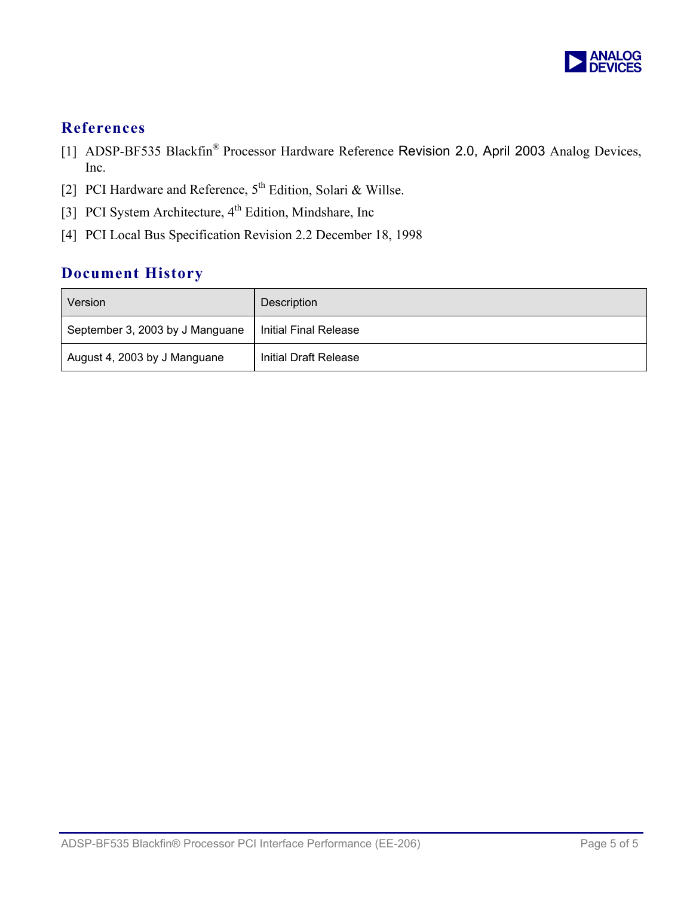## References

[1] ADSP-BF535 Blackfin® Processor Hardware Reference Revision 2.0, April 2003 Analog Devices, Inc.

[2] PCI Hardware and Reference, 5th Edition, Solari & Willse.

[3] PCI System Architecture, 4th Edition, Mindshare, Inc

[4] PCI Local Bus Specification Revision 2.2 December 18, 1998

## Document History

| Version | Description |
|---|---|
| September 3, 2003 by J Manguane | Initial Final Release |
| August 4, 2003 by J Manguane | Initial Draft Release |